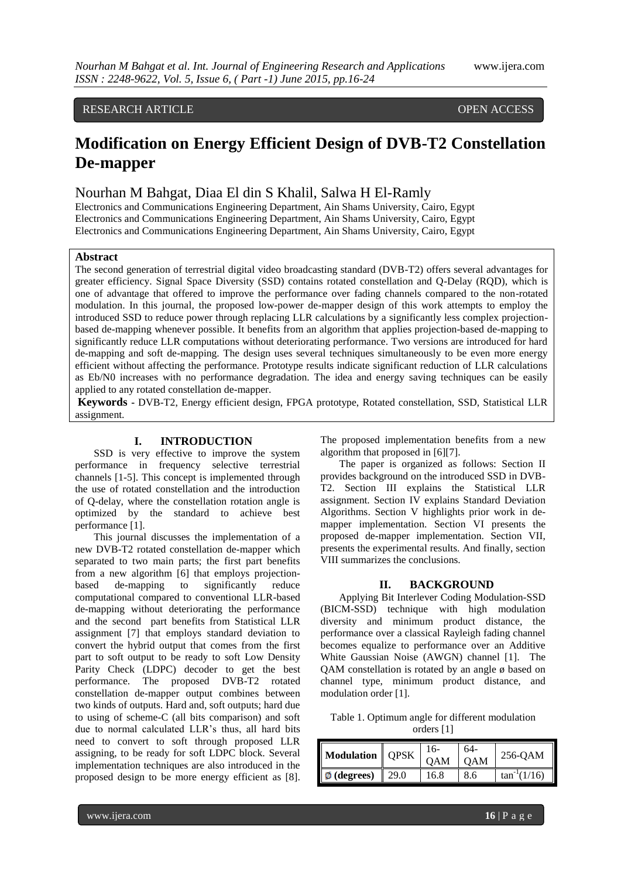RESEARCH ARTICLE OPEN ACCESS

# Modification on Energy Efficient Design of DVB-T2 Constellation De-mapper

Nourhan M Bahgat, Diaa El din S Khalil, Salwa H El-Ramly

Electronics and Communications Engineering Department, Ain Shams University, Cairo, Egypt
Electronics and Communications Engineering Department, Ain Shams University, Cairo, Egypt
Electronics and Communications Engineering Department, Ain Shams University, Cairo, Egypt

## Abstract

The second generation of terrestrial digital video broadcasting standard (DVB-T2) offers several advantages for greater efficiency. Signal Space Diversity (SSD) contains rotated constellation and Q-Delay (RQD), which is one of advantage that offered to improve the performance over fading channels compared to the non-rotated modulation. In this journal, the proposed low-power de-mapper design of this work attempts to employ the introduced SSD to reduce power through replacing LLR calculations by a significantly less complex projection-based de-mapping whenever possible. It benefits from an algorithm that applies projection-based de-mapping to significantly reduce LLR computations without deteriorating performance. Two versions are introduced for hard de-mapping and soft de-mapping. The design uses several techniques simultaneously to be even more energy efficient without affecting the performance. Prototype results indicate significant reduction of LLR calculations as Eb/N0 increases with no performance degradation. The idea and energy saving techniques can be easily applied to any rotated constellation de-mapper.

**Keywords** - DVB-T2, Energy efficient design, FPGA prototype, Rotated constellation, SSD, Statistical LLR assignment.

## I. INTRODUCTION

SSD is very effective to improve the system performance in frequency selective terrestrial channels [1-5]. This concept is implemented through the use of rotated constellation and the introduction of Q-delay, where the constellation rotation angle is optimized by the standard to achieve best performance [1].

This journal discusses the implementation of a new DVB-T2 rotated constellation de-mapper which separated to two main parts; the first part benefits from a new algorithm [6] that employs projection-based de-mapping to significantly reduce computational compared to conventional LLR-based de-mapping without deteriorating the performance and the second part benefits from Statistical LLR assignment [7] that employs standard deviation to convert the hybrid output that comes from the first part to soft output to be ready to soft Low Density Parity Check (LDPC) decoder to get the best performance. The proposed DVB-T2 rotated constellation de-mapper output combines between two kinds of outputs. Hard and, soft outputs; hard due to using of scheme-C (all bits comparison) and soft due to normal calculated LLR's thus, all hard bits need to convert to soft through proposed LLR assigning, to be ready for soft LDPC block. Several implementation techniques are also introduced in the proposed design to be more energy efficient as [8]. The proposed implementation benefits from a new algorithm that proposed in [6][7].

The paper is organized as follows: Section II provides background on the introduced SSD in DVB-T2. Section III explains the Statistical LLR assignment. Section IV explains Standard Deviation Algorithms. Section V highlights prior work in de-mapper implementation. Section VI presents the proposed de-mapper implementation. Section VII, presents the experimental results. And finally, section VIII summarizes the conclusions.

## II. BACKGROUND

Applying Bit Interlever Coding Modulation-SSD (BICM-SSD) technique with high modulation diversity and minimum product distance, the performance over a classical Rayleigh fading channel becomes equalize to performance over an Additive White Gaussian Noise (AWGN) channel [1]. The QAM constellation is rotated by an angle ø based on channel type, minimum product distance, and modulation order [1].

Table 1. Optimum angle for different modulation orders [1]

| Modulation | QPSK | 16-QAM | 64-QAM | 256-QAM |
|---|---|---|---|---|
| ø (degrees) | 29.0 | 16.8 | 8.6 | $\tan^{-1}(1/16)$ |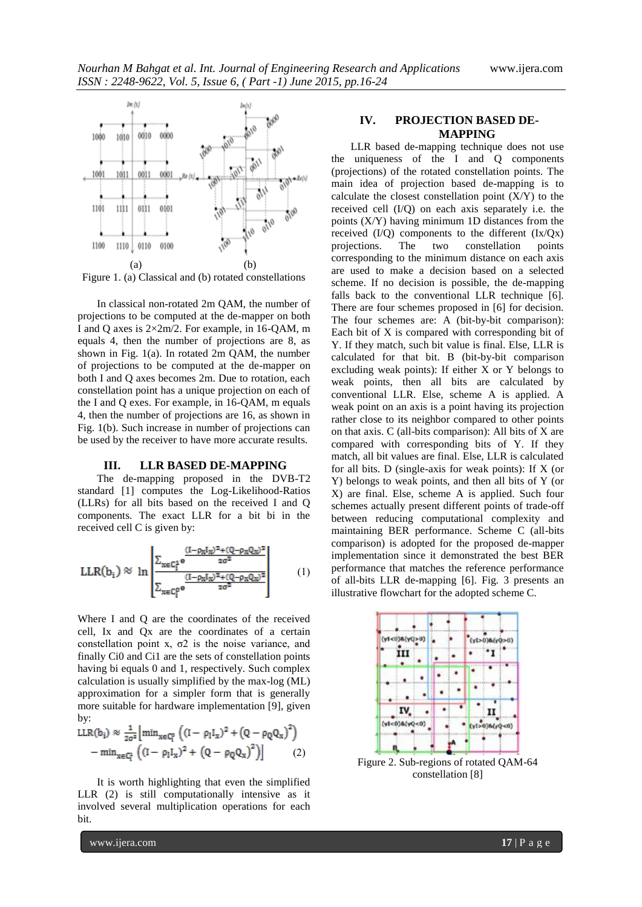Figure 1. (a) Classical and (b) rotated constellations

In classical non-rotated 2m QAM, the number of projections to be computed at the de-mapper on both I and Q axes is 2×2m/2. For example, in 16-QAM, m equals 4, then the number of projections are 8, as shown in Fig. 1(a). In rotated 2m QAM, the number of projections to be computed at the de-mapper on both I and Q axes becomes 2m. Due to rotation, each constellation point has a unique projection on each of the I and Q exes. For example, in 16-QAM, m equals 4, then the number of projections are 16, as shown in Fig. 1(b). Such increase in number of projections can be used by the receiver to have more accurate results.

## III. LLR BASED DE-MAPPING

The de-mapping proposed in the DVB-T2 standard [1] computes the Log-Likelihood-Ratios (LLRs) for all bits based on the received I and Q components. The exact LLR for a bit bi in the received cell C is given by:

$$\mathrm{LLR}(b_i) \approx \ln\left[\frac{\sum_{x \in C_i^1} e^{\frac{(I-\rho_I I_x)^2 + (Q-\rho_Q Q_x)^2}{2\sigma^2}}}{\sum_{x \in C_i^0} e^{\frac{(I-\rho_I I_x)^2 + (Q-\rho_Q Q_x)^2}{2\sigma^2}}}\right] \quad (1)$$

Where I and Q are the coordinates of the received cell, Ix and Qx are the coordinates of a certain constellation point x, σ2 is the noise variance, and finally Ci0 and Ci1 are the sets of constellation points having bi equals 0 and 1, respectively. Such complex calculation is usually simplified by the max-log (ML) approximation for a simpler form that is generally more suitable for hardware implementation [9], given by:

$$\mathrm{LLR}(b_i) \approx \frac{1}{2\sigma^2}\Big[\min_{x \in C_i^0}\left((I-\rho_I I_x)^2 + (Q-\rho_Q Q_x)^2\right) - \min_{x \in C_i^1}\left((I-\rho_I I_x)^2 + (Q-\rho_Q Q_x)^2\right)\Big] \quad (2)$$

It is worth highlighting that even the simplified LLR (2) is still computationally intensive as it involved several multiplication operations for each bit.

## IV. PROJECTION BASED DE-MAPPING

LLR based de-mapping technique does not use the uniqueness of the I and Q components (projections) of the rotated constellation points. The main idea of projection based de-mapping is to calculate the closest constellation point (X/Y) to the received cell (I/Q) on each axis separately i.e. the points (X/Y) having minimum 1D distances from the received (I/Q) components to the different (Ix/Qx) projections. The two constellation points corresponding to the minimum distance on each axis are used to make a decision based on a selected scheme. If no decision is possible, the de-mapping falls back to the conventional LLR technique [6]. There are four schemes proposed in [6] for decision. The four schemes are: A (bit-by-bit comparison): Each bit of X is compared with corresponding bit of Y. If they match, such bit value is final. Else, LLR is calculated for that bit. B (bit-by-bit comparison excluding weak points): If either X or Y belongs to weak points, then all bits are calculated by conventional LLR. Else, scheme A is applied. A weak point on an axis is a point having its projection rather close to its neighbor compared to other points on that axis. C (all-bits comparison): All bits of X are compared with corresponding bits of Y. If they match, all bit values are final. Else, LLR is calculated for all bits. D (single-axis for weak points): If X (or Y) belongs to weak points, and then all bits of Y (or X) are final. Else, scheme A is applied. Such four schemes actually present different points of trade-off between reducing computational complexity and maintaining BER performance. Scheme C (all-bits comparison) is adopted for the proposed de-mapper implementation since it demonstrated the best BER performance that matches the reference performance of all-bits LLR de-mapping [6]. Fig. 3 presents an illustrative flowchart for the adopted scheme C.

Figure 2. Sub-regions of rotated QAM-64 constellation [8]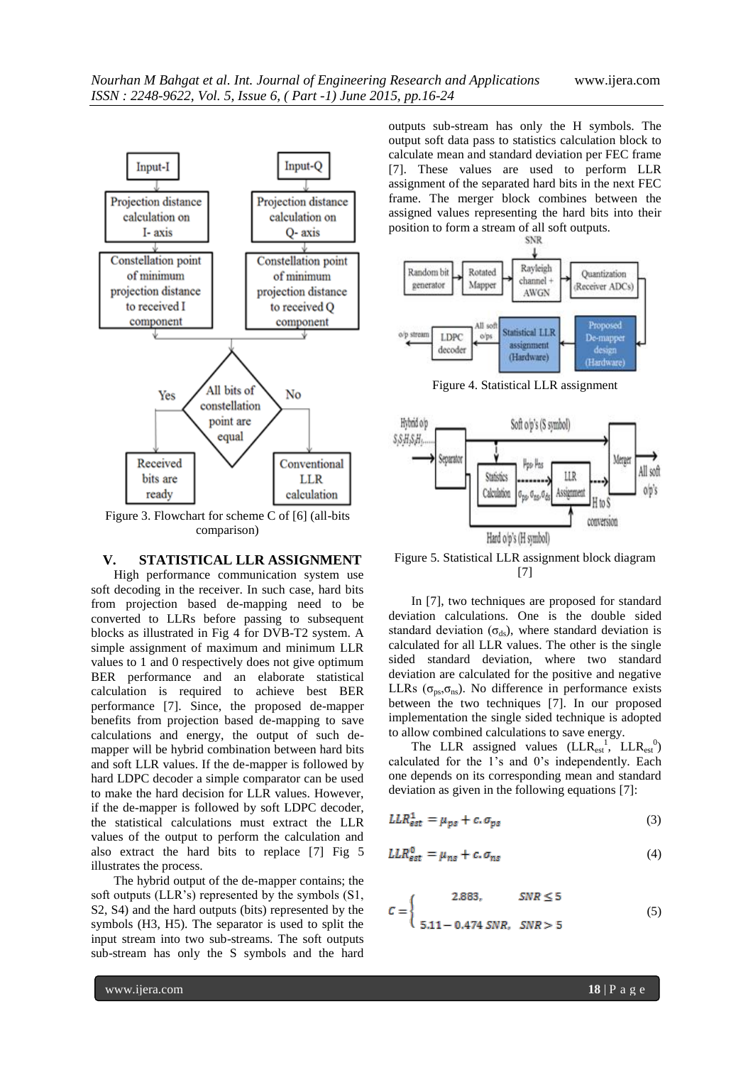Figure 3. Flowchart for scheme C of [6] (all-bits comparison)

## V. STATISTICAL LLR ASSIGNMENT

High performance communication system use soft decoding in the receiver. In such case, hard bits from projection based de-mapping need to be converted to LLRs before passing to subsequent blocks as illustrated in Fig 4 for DVB-T2 system. A simple assignment of maximum and minimum LLR values to 1 and 0 respectively does not give optimum BER performance and an elaborate statistical calculation is required to achieve best BER performance [7]. Since, the proposed de-mapper benefits from projection based de-mapping to save calculations and energy, the output of such de-mapper will be hybrid combination between hard bits and soft LLR values. If the de-mapper is followed by hard LDPC decoder a simple comparator can be used to make the hard decision for LLR values. However, if the de-mapper is followed by soft LDPC decoder, the statistical calculations must extract the LLR values of the output to perform the calculation and also extract the hard bits to replace [7] Fig 5 illustrates the process.

The hybrid output of the de-mapper contains; the soft outputs (LLR's) represented by the symbols (S1, S2, S4) and the hard outputs (bits) represented by the symbols (H3, H5). The separator is used to split the input stream into two sub-streams. The soft outputs sub-stream has only the S symbols and the hard outputs sub-stream has only the H symbols. The outputs soft data pass to statistics calculation block to calculate mean and standard deviation per FEC frame [7]. These values are used to perform LLR assignment of the separated hard bits in the next FEC frame. The merger block combines between the assigned values representing the hard bits into their position to form a stream of all soft outputs.

Figure 4. Statistical LLR assignment

Figure 5. Statistical LLR assignment block diagram [7]

In [7], two techniques are proposed for standard deviation calculations. One is the double sided standard deviation ($\sigma_{ds}$), where standard deviation is calculated for all LLR values. The other is the single sided standard deviation, where two standard deviation are calculated for the positive and negative LLRs ($\sigma_{ps}$,$\sigma_{ns}$). No difference in performance exists between the two techniques [7]. In our proposed implementation the single sided technique is adopted to allow combined calculations to save energy.

The LLR assigned values ($LLR_{est}^{1}$, $LLR_{est}^{0}$) calculated for the 1's and 0's independently. Each one depends on its corresponding mean and standard deviation as given in the following equations [7]:

$$LLR_{est}^{1} = \mu_{ps} + c.\sigma_{ps} \tag{3}$$

$$LLR_{est}^{0} = \mu_{ns} + c.\sigma_{ns} \tag{4}$$

$$c = \begin{cases} 2.883, & SNR \leq 5 \\ 5.11 - 0.474\,SNR, & SNR > 5 \end{cases} \tag{5}$$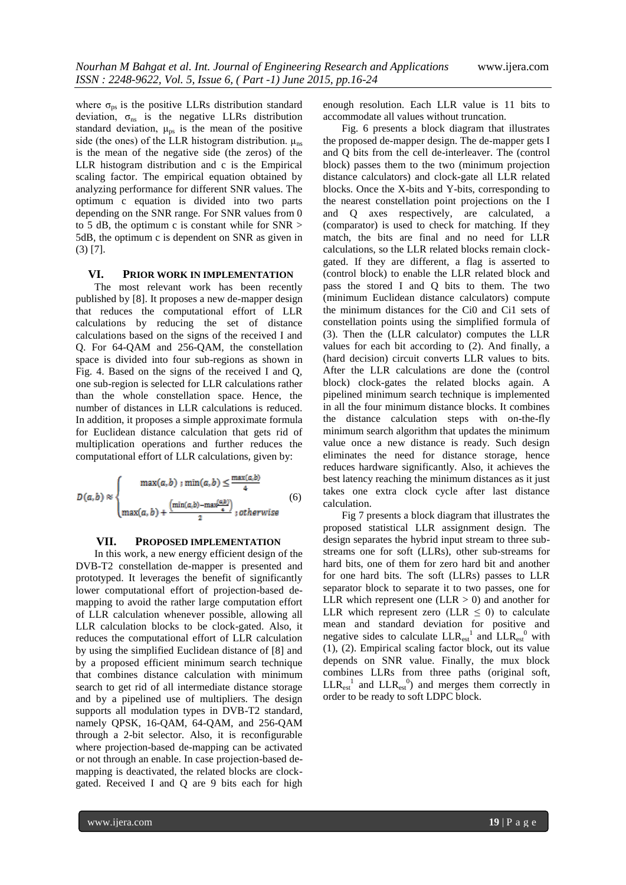where $\sigma_{ps}$ is the positive LLRs distribution standard deviation, $\sigma_{ns}$ is the negative LLRs distribution standard deviation, $\mu_{ps}$ is the mean of the positive side (the ones) of the LLR histogram distribution. $\mu_{ns}$ is the mean of the negative side (the zeros) of the LLR histogram distribution and c is the Empirical scaling factor. The empirical equation obtained by analyzing performance for different SNR values. The optimum c equation is divided into two parts depending on the SNR range. For SNR values from 0 to 5 dB, the optimum c is constant while for SNR > 5dB, the optimum c is dependent on SNR as given in (3) [7].

## VI. PRIOR WORK IN IMPLEMENTATION

The most relevant work has been recently published by [8]. It proposes a new de-mapper design that reduces the computational effort of LLR calculations by reducing the set of distance calculations based on the signs of the received I and Q. For 64-QAM and 256-QAM, the constellation space is divided into four sub-regions as shown in Fig. 4. Based on the signs of the received I and Q, one sub-region is selected for LLR calculations rather than the whole constellation space. Hence, the number of distances in LLR calculations is reduced. In addition, it proposes a simple approximate formula for Euclidean distance calculation that gets rid of multiplication operations and further reduces the computational effort of LLR calculations, given by:

$$D(a,b) \approx \begin{cases} \max(a,b) \; ; \min(a,b) \leq \frac{\max(a,b)}{4} \\ \max(a,b) + \frac{\left(\min(a,b) - \frac{\max(a,b)}{4}\right)}{2} \; ; otherwise \end{cases} \quad (6)$$

## VII. PROPOSED IMPLEMENTATION

In this work, a new energy efficient design of the DVB-T2 constellation de-mapper is presented and prototyped. It leverages the benefit of significantly lower computational effort of projection-based de-mapping to avoid the rather large computation effort of LLR calculation whenever possible, allowing all LLR calculation blocks to be clock-gated. Also, it reduces the computational effort of LLR calculation by using the simplified Euclidean distance of [8] and by a proposed efficient minimum search technique that combines distance calculation with minimum search to get rid of all intermediate distance storage and by a pipelined use of multipliers. The design supports all modulation types in DVB-T2 standard, namely QPSK, 16-QAM, 64-QAM, and 256-QAM through a 2-bit selector. Also, it is reconfigurable where projection-based de-mapping can be activated or not through an enable. In case projection-based de-mapping is deactivated, the related blocks are clock-gated. Received I and Q are 9 bits each for high enough resolution. Each LLR value is 11 bits to accommodate all values without truncation.

Fig. 6 presents a block diagram that illustrates the proposed de-mapper design. The de-mapper gets I and Q bits from the cell de-interleaver. The (control block) passes them to the two (minimum projection distance calculators) and clock-gate all LLR related blocks. Once the X-bits and Y-bits, corresponding to the nearest constellation point projections on the I and Q axes respectively, are calculated, a (comparator) is used to check for matching. If they match, the bits are final and no need for LLR calculations, so the LLR related blocks remain clock-gated. If they are different, a flag is asserted to (control block) to enable the LLR related block and pass the stored I and Q bits to them. The two (minimum Euclidean distance calculators) compute the minimum distances for the Ci0 and Ci1 sets of constellation points using the simplified formula of (3). Then the (LLR calculator) computes the LLR values for each bit according to (2). And finally, a (hard decision) circuit converts LLR values to bits. After the LLR calculations are done the (control block) clock-gates the related blocks again. A pipelined minimum search technique is implemented in all the four minimum distance blocks. It combines the distance calculation steps with on-the-fly minimum search algorithm that updates the minimum value once a new distance is ready. Such design eliminates the need for distance storage, hence reduces hardware significantly. Also, it achieves the best latency reaching the minimum distances as it just takes one extra clock cycle after last distance calculation.

Fig 7 presents a block diagram that illustrates the proposed statistical LLR assignment design. The design separates the hybrid input stream to three sub-streams one for soft (LLRs), other sub-streams for hard bits, one of them for zero hard bit and another for one hard bits. The soft (LLRs) passes to LLR separator block to separate it to two passes, one for LLR which represent one (LLR > 0) and another for LLR which represent zero (LLR $\leq$ 0) to calculate mean and standard deviation for positive and negative sides to calculate $LLR_{est}^{1}$ and $LLR_{est}^{0}$ with (1), (2). Empirical scaling factor block, out its value depends on SNR value. Finally, the mux block combines LLRs from three paths (original soft, $LLR_{est}^{1}$ and $LLR_{est}^{0}$) and merges them correctly in order to be ready to soft LDPC block.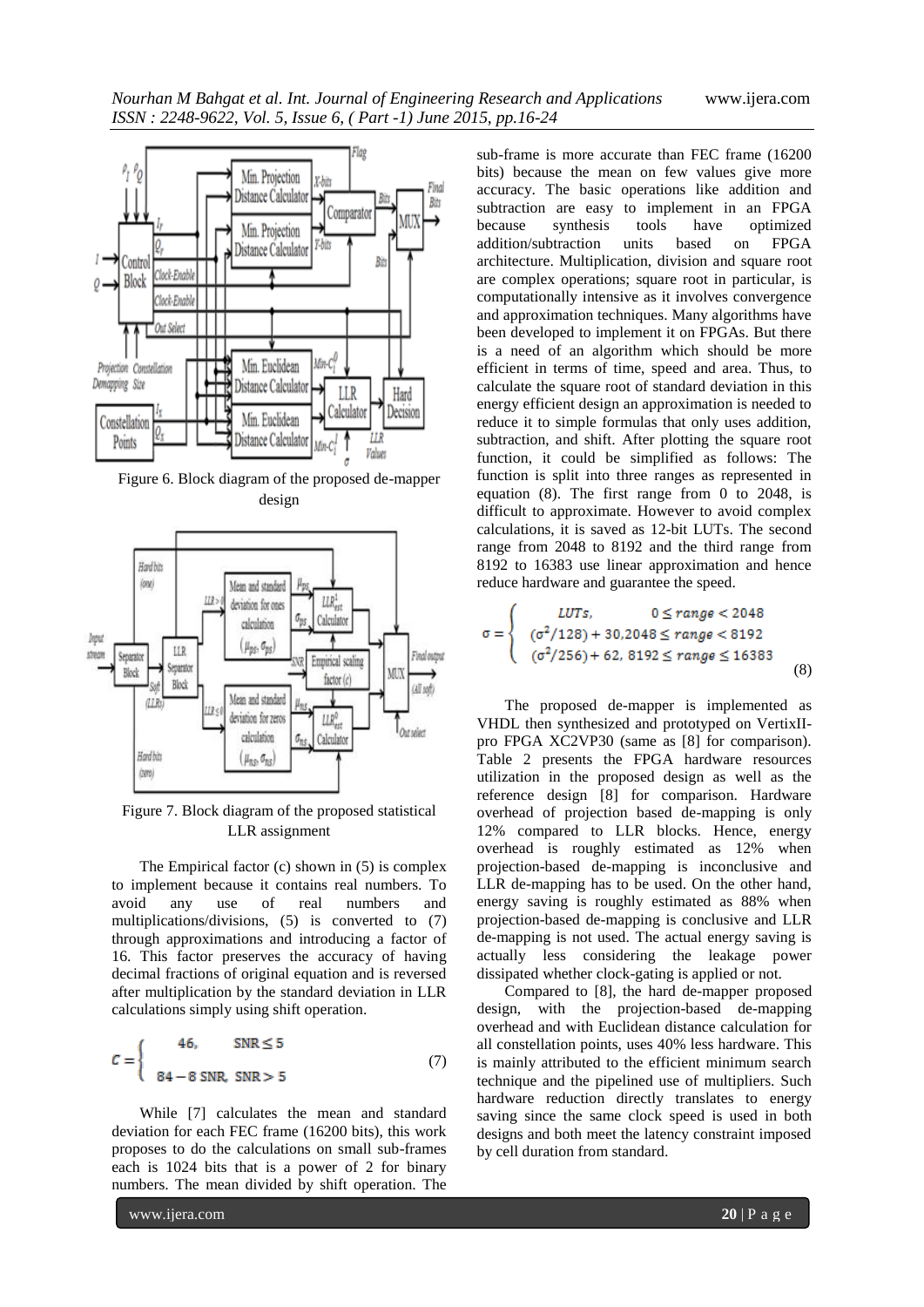Figure 6. Block diagram of the proposed de-mapper design

Figure 7. Block diagram of the proposed statistical LLR assignment

The Empirical factor (c) shown in (5) is complex to implement because it contains real numbers. To avoid any use of real numbers and multiplications/divisions, (5) is converted to (7) through approximations and introducing a factor of 16. This factor preserves the accuracy of having decimal fractions of original equation and is reversed after multiplication by the standard deviation in LLR calculations simply using shift operation.

$$C = \begin{cases} 46, & \text{SNR} \leq 5 \\ 84 - 8\,\text{SNR}, & \text{SNR} > 5 \end{cases} \tag{7}$$

While [7] calculates the mean and standard deviation for each FEC frame (16200 bits), this work proposes to do the calculations on small sub-frames each is 1024 bits that is a power of 2 for binary numbers. The mean divided by shift operation. The sub-frame is more accurate than FEC frame (16200 bits) because the mean on few values give more accuracy. The basic operations like addition and subtraction are easy to implement in an FPGA because synthesis tools have optimized addition/subtraction units based on FPGA architecture. Multiplication, division and square root are complex operations; square root in particular, is computationally intensive as it involves convergence and approximation techniques. Many algorithms have been developed to implement it on FPGAs. But there is a need of an algorithm which should be more efficient in terms of time, speed and area. Thus, to calculate the square root of standard deviation in this energy efficient design an approximation is needed to reduce it to simple formulas that only uses addition, subtraction, and shift. After plotting the square root function, it could be simplified as follows: The function is split into three ranges as represented in equation (8). The first range from 0 to 2048, is difficult to approximate. However to avoid complex calculations, it is saved as 12-bit LUTs. The second range from 2048 to 8192 and the third range from 8192 to 16383 use linear approximation and hence reduce hardware and guarantee the speed.

$$\sigma = \begin{cases} LUTs, & 0 \leq range < 2048 \\ (\sigma^2/128) + 30, & 2048 \leq range < 8192 \\ (\sigma^2/256) + 62, & 8192 \leq range \leq 16383 \end{cases} \tag{8}$$

The proposed de-mapper is implemented as VHDL then synthesized and prototyped on VertixII-pro FPGA XC2VP30 (same as [8] for comparison). Table 2 presents the FPGA hardware resources utilization in the proposed design as well as the reference design [8] for comparison. Hardware overhead of projection based de-mapping is only 12% compared to LLR blocks. Hence, energy overhead is roughly estimated as 12% when projection-based de-mapping is inconclusive and LLR de-mapping has to be used. On the other hand, energy saving is roughly estimated as 88% when projection-based de-mapping is conclusive and LLR de-mapping is not used. The actual energy saving is actually less considering the leakage power dissipated whether clock-gating is applied or not.

Compared to [8], the hard de-mapper proposed design, with the projection-based de-mapping overhead and with Euclidean distance calculation for all constellation points, uses 40% less hardware. This is mainly attributed to the efficient minimum search technique and the pipelined use of multipliers. Such hardware reduction directly translates to energy saving since the same clock speed is used in both designs and both meet the latency constraint imposed by cell duration from standard.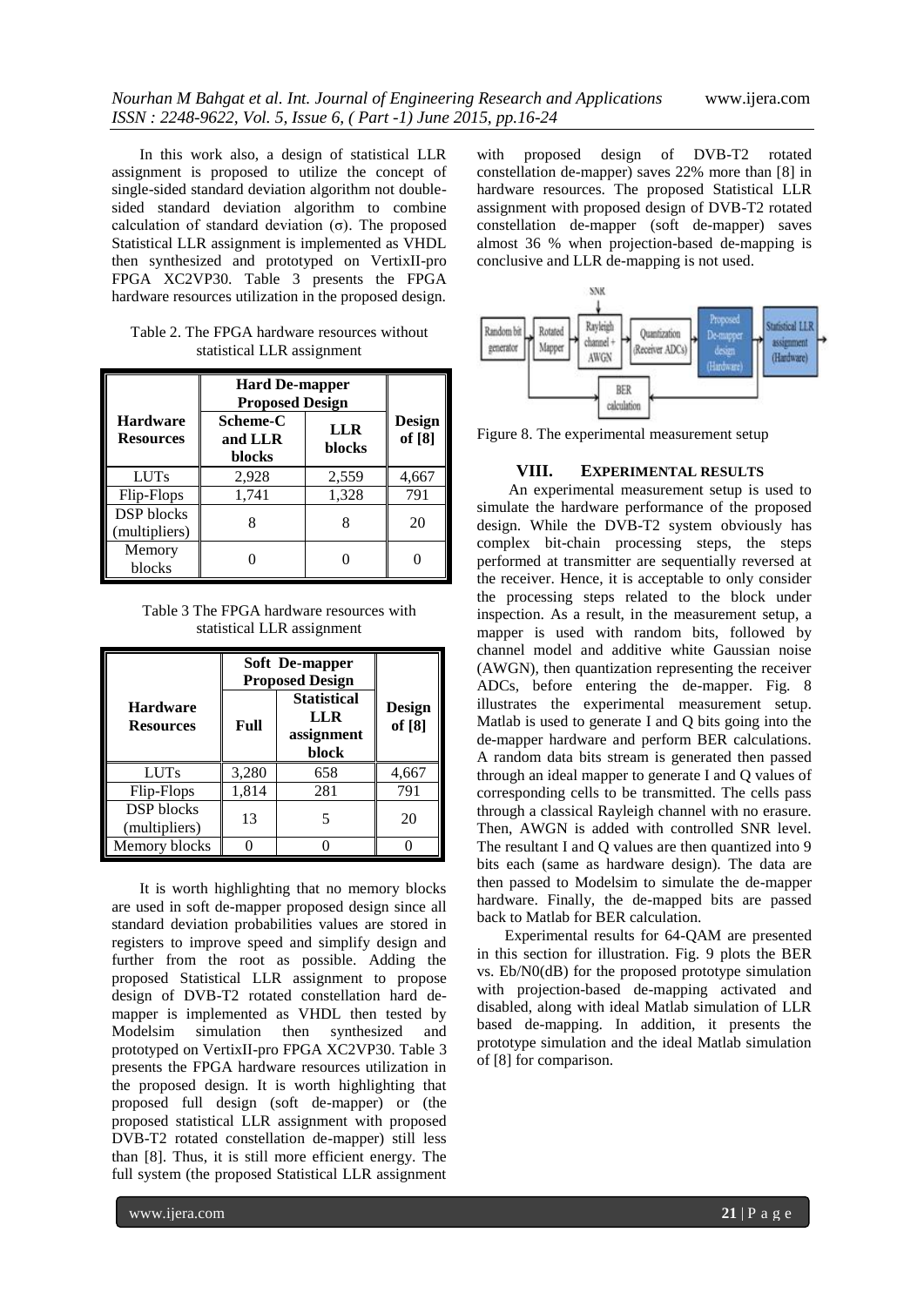In this work also, a design of statistical LLR assignment is proposed to utilize the concept of single-sided standard deviation algorithm not double-sided standard deviation algorithm to combine calculation of standard deviation (σ). The proposed Statistical LLR assignment is implemented as VHDL then synthesized and prototyped on VertixII-pro FPGA XC2VP30. Table 3 presents the FPGA hardware resources utilization in the proposed design.

Table 2. The FPGA hardware resources without statistical LLR assignment

| Hardware Resources | Hard De-mapper Proposed Design | | Design of [8] |
|---|---|---|---|
| | Scheme-C and LLR blocks | LLR blocks | |
| LUTs | 2,928 | 2,559 | 4,667 |
| Flip-Flops | 1,741 | 1,328 | 791 |
| DSP blocks (multipliers) | 8 | 8 | 20 |
| Memory blocks | 0 | 0 | 0 |

Table 3 The FPGA hardware resources with statistical LLR assignment

| Hardware Resources | Soft De-mapper Proposed Design | | Design of [8] |
|---|---|---|---|
| | Full | Statistical LLR assignment block | |
| LUTs | 3,280 | 658 | 4,667 |
| Flip-Flops | 1,814 | 281 | 791 |
| DSP blocks (multipliers) | 13 | 5 | 20 |
| Memory blocks | 0 | 0 | 0 |

It is worth highlighting that no memory blocks are used in soft de-mapper proposed design since all standard deviation probabilities values are stored in registers to improve speed and simplify design and further from the root as possible. Adding the proposed Statistical LLR assignment to propose design of DVB-T2 rotated constellation hard de-mapper is implemented as VHDL then tested by Modelsim simulation then synthesized and prototyped on VertixII-pro FPGA XC2VP30. Table 3 presents the FPGA hardware resources utilization in the proposed design. It is worth highlighting that proposed full design (soft de-mapper) or (the proposed statistical LLR assignment with proposed DVB-T2 rotated constellation de-mapper) still less than [8]. Thus, it is still more efficient energy. The full system (the proposed Statistical LLR assignment with proposed design of DVB-T2 rotated constellation de-mapper) saves 22% more than [8] in hardware resources. The proposed Statistical LLR assignment with proposed design of DVB-T2 rotated constellation de-mapper (soft de-mapper) saves almost 36 % when projection-based de-mapping is conclusive and LLR de-mapping is not used.

Figure 8. The experimental measurement setup

## VIII. Experimental Results

An experimental measurement setup is used to simulate the hardware performance of the proposed design. While the DVB-T2 system obviously has complex bit-chain processing steps, the steps performed at transmitter are sequentially reversed at the receiver. Hence, it is acceptable to only consider the processing steps related to the block under inspection. As a result, in the measurement setup, a mapper is used with random bits, followed by channel model and additive white Gaussian noise (AWGN), then quantization representing the receiver ADCs, before entering the de-mapper. Fig. 8 illustrates the experimental measurement setup. Matlab is used to generate I and Q bits going into the de-mapper hardware and perform BER calculations. A random data bits stream is generated then passed through an ideal mapper to generate I and Q values of corresponding cells to be transmitted. The cells pass through a classical Rayleigh channel with no erasure. Then, AWGN is added with controlled SNR level. The resultant I and Q values are then quantized into 9 bits each (same as hardware design). The data are then passed to Modelsim to simulate the de-mapper hardware. Finally, the de-mapped bits are passed back to Matlab for BER calculation.

Experimental results for 64-QAM are presented in this section for illustration. Fig. 9 plots the BER vs. Eb/N0(dB) for the proposed prototype simulation with projection-based de-mapping activated and disabled, along with ideal Matlab simulation of LLR based de-mapping. In addition, it presents the prototype simulation and the ideal Matlab simulation of [8] for comparison.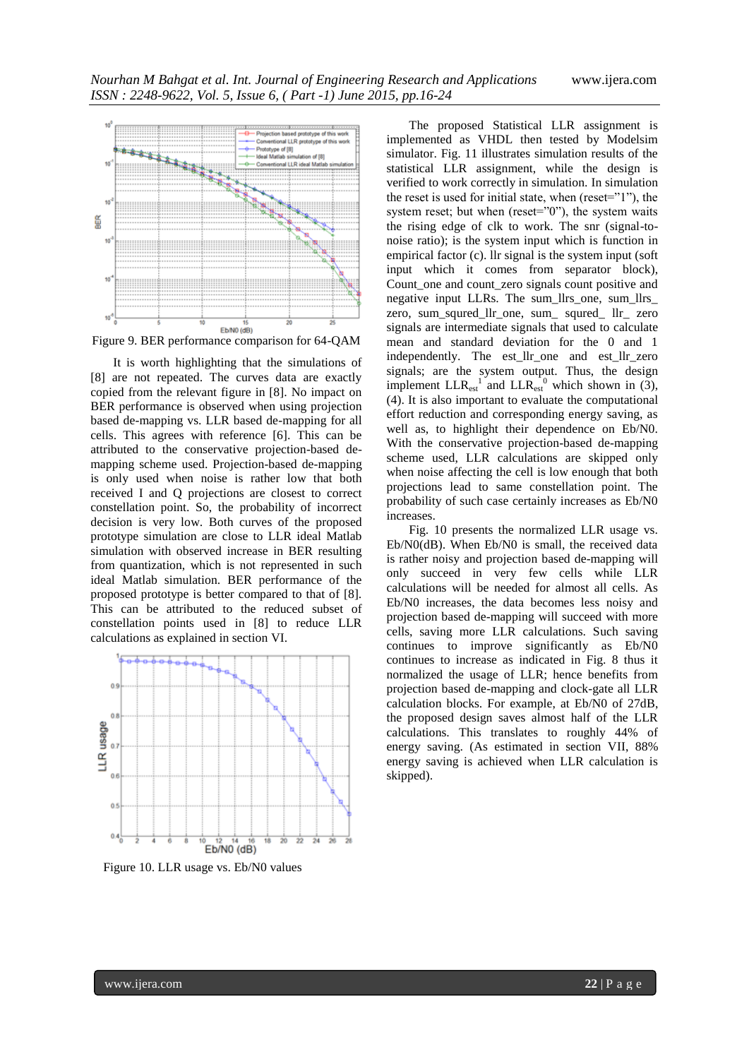Figure 9. BER performance comparison for 64-QAM

It is worth highlighting that the simulations of [8] are not repeated. The curves data are exactly copied from the relevant figure in [8]. No impact on BER performance is observed when using projection based de-mapping vs. LLR based de-mapping for all cells. This agrees with reference [6]. This can be attributed to the conservative projection-based de-mapping scheme used. Projection-based de-mapping is only used when noise is rather low that both received I and Q projections are closest to correct constellation point. So, the probability of incorrect decision is very low. Both curves of the proposed prototype simulation are close to LLR ideal Matlab simulation with observed increase in BER resulting from quantization, which is not represented in such ideal Matlab simulation. BER performance of the proposed prototype is better compared to that of [8]. This can be attributed to the reduced subset of constellation points used in [8] to reduce LLR calculations as explained in section VI.

Figure 10. LLR usage vs. Eb/N0 values

The proposed Statistical LLR assignment is implemented as VHDL then tested by Modelsim simulator. Fig. 11 illustrates simulation results of the statistical LLR assignment, while the design is verified to work correctly in simulation. In simulation the reset is used for initial state, when (reset="1"), the system reset; but when (reset="0"), the system waits the rising edge of clk to work. The snr (signal-to-noise ratio); is the system input which is function in empirical factor (c). llr signal is the system input (soft input which it comes from separator block), Count_one and count_zero signals count positive and negative input LLRs. The sum_llrs_one, sum_llrs_ zero, sum_squred_llr_one, sum_ squred_ llr_ zero signals are intermediate signals that used to calculate mean and standard deviation for the 0 and 1 independently. The est_llr_one and est_llr_zero signals; are the system output. Thus, the design implement $LLR_{est}^{1}$ and $LLR_{est}^{0}$ which shown in (3), (4). It is also important to evaluate the computational effort reduction and corresponding energy saving, as well as, to highlight their dependence on Eb/N0. With the conservative projection-based de-mapping scheme used, LLR calculations are skipped only when noise affecting the cell is low enough that both projections lead to same constellation point. The probability of such case certainly increases as Eb/N0 increases.

Fig. 10 presents the normalized LLR usage vs. Eb/N0(dB). When Eb/N0 is small, the received data is rather noisy and projection based de-mapping will only succeed in very few cells while LLR calculations will be needed for almost all cells. As Eb/N0 increases, the data becomes less noisy and projection based de-mapping will succeed with more cells, saving more LLR calculations. Such saving continues to improve significantly as Eb/N0 continues to increase as indicated in Fig. 8 thus it normalized the usage of LLR; hence benefits from projection based de-mapping and clock-gate all LLR calculation blocks. For example, at Eb/N0 of 27dB, the proposed design saves almost half of the LLR calculations. This translates to roughly 44% of energy saving. (As estimated in section VII, 88% energy saving is achieved when LLR calculation is skipped).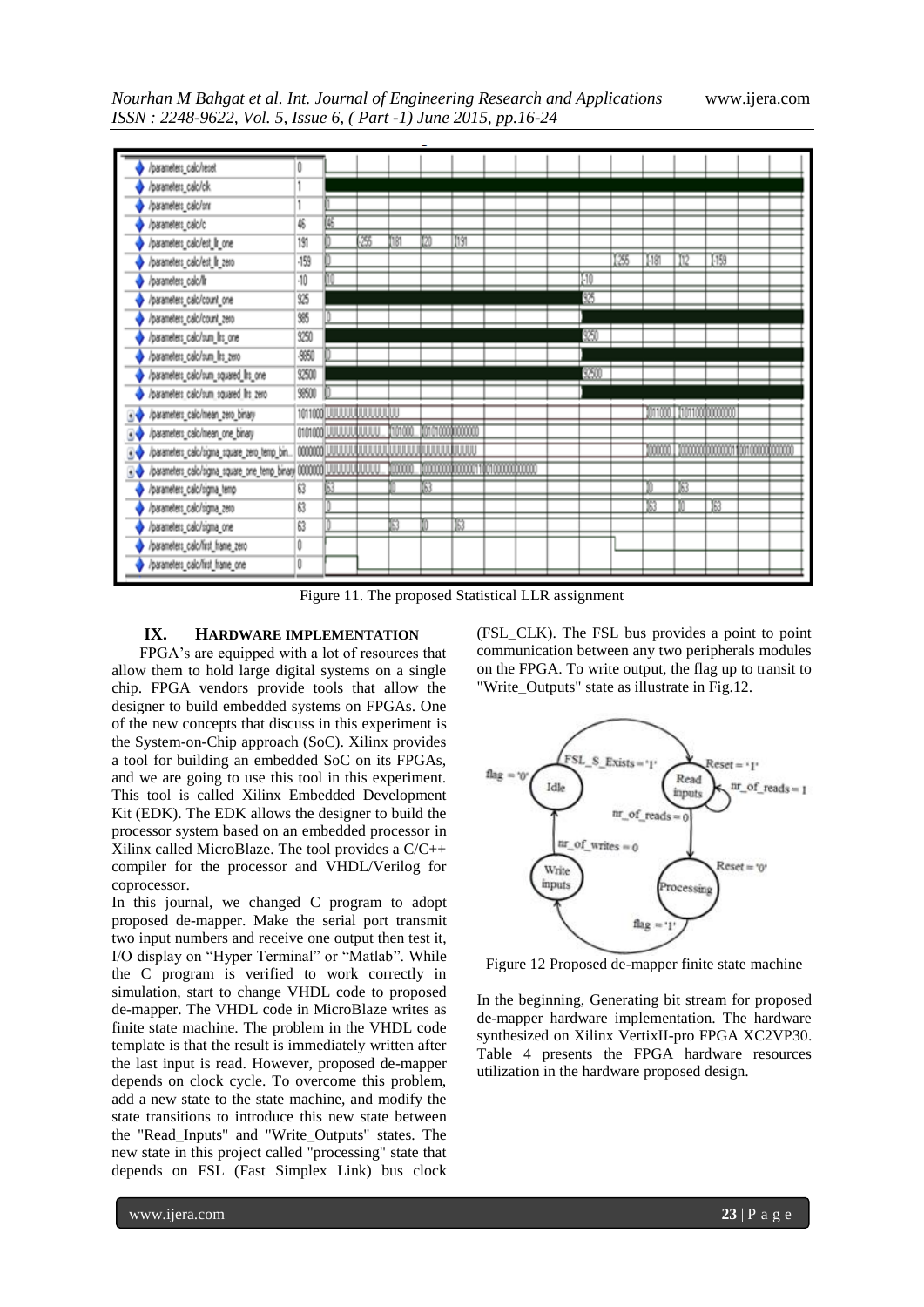Figure 11. The proposed Statistical LLR assignment

## IX. HARDWARE IMPLEMENTATION

FPGA's are equipped with a lot of resources that allow them to hold large digital systems on a single chip. FPGA vendors provide tools that allow the designer to build embedded systems on FPGAs. One of the new concepts that discuss in this experiment is the System-on-Chip approach (SoC). Xilinx provides a tool for building an embedded SoC on its FPGAs, and we are going to use this tool in this experiment. This tool is called Xilinx Embedded Development Kit (EDK). The EDK allows the designer to build the processor system based on an embedded processor in Xilinx called MicroBlaze. The tool provides a C/C++ compiler for the processor and VHDL/Verilog for coprocessor.

In this journal, we changed C program to adopt proposed de-mapper. Make the serial port transmit two input numbers and receive one output then test it, I/O display on "Hyper Terminal" or "Matlab". While the C program is verified to work correctly in simulation, start to change VHDL code to proposed de-mapper. The VHDL code in MicroBlaze writes as finite state machine. The problem in the VHDL code template is that the result is immediately written after the last input is read. However, proposed de-mapper depends on clock cycle. To overcome this problem, add a new state to the state machine, and modify the state transitions to introduce this new state between the "Read_Inputs" and "Write_Outputs" states. The new state in this project called "processing" state that depends on FSL (Fast Simplex Link) bus clock (FSL_CLK). The FSL bus provides a point to point communication between any two peripherals modules on the FPGA. To write output, the flag up to transit to "Write_Outputs" state as illustrate in Fig.12.

Figure 12 Proposed de-mapper finite state machine

In the beginning, Generating bit stream for proposed de-mapper hardware implementation. The hardware synthesized on Xilinx VertixII-pro FPGA XC2VP30. Table 4 presents the FPGA hardware resources utilization in the hardware proposed design.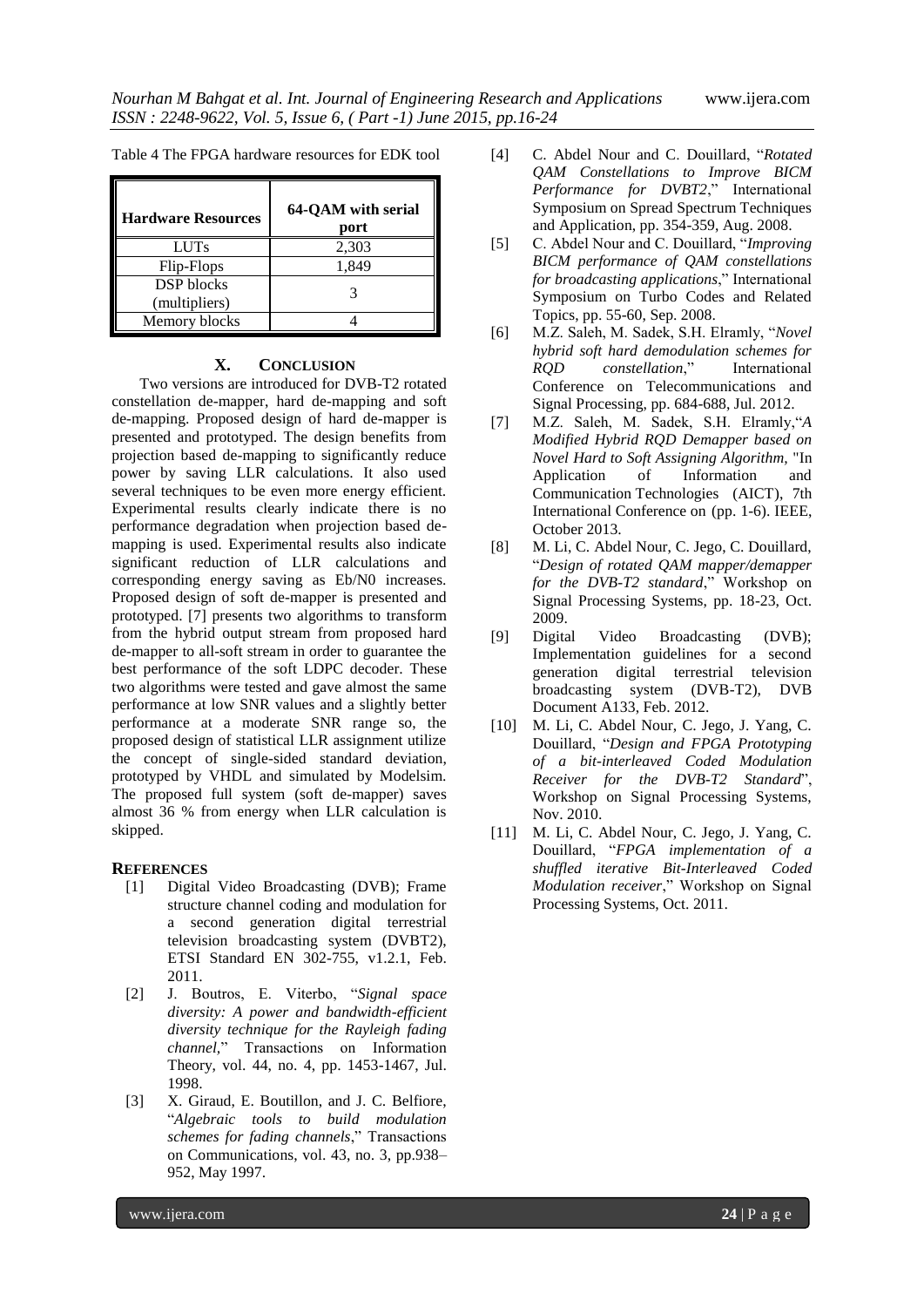Table 4 The FPGA hardware resources for EDK tool

| Hardware Resources | 64-QAM with serial port |
| --- | --- |
| LUTs | 2,303 |
| Flip-Flops | 1,849 |
| DSP blocks (multipliers) | 3 |
| Memory blocks | 4 |

## X. CONCLUSION

Two versions are introduced for DVB-T2 rotated constellation de-mapper, hard de-mapping and soft de-mapping. Proposed design of hard de-mapper is presented and prototyped. The design benefits from projection based de-mapping to significantly reduce power by saving LLR calculations. It also used several techniques to be even more energy efficient. Experimental results clearly indicate there is no performance degradation when projection based de-mapping is used. Experimental results also indicate significant reduction of LLR calculations and corresponding energy saving as Eb/N0 increases. Proposed design of soft de-mapper is presented and prototyped. [7] presents two algorithms to transform from the hybrid output stream from proposed hard de-mapper to all-soft stream in order to guarantee the best performance of the soft LDPC decoder. These two algorithms were tested and gave almost the same performance at low SNR values and a slightly better performance at a moderate SNR range so, the proposed design of statistical LLR assignment utilize the concept of single-sided standard deviation, prototyped by VHDL and simulated by Modelsim. The proposed full system (soft de-mapper) saves almost 36 % from energy when LLR calculation is skipped.

## REFERENCES

[1] Digital Video Broadcasting (DVB); Frame structure channel coding and modulation for a second generation digital terrestrial television broadcasting system (DVBT2), ETSI Standard EN 302-755, v1.2.1, Feb. 2011.

[2] J. Boutros, E. Viterbo, "*Signal space diversity: A power and bandwidth-efficient diversity technique for the Rayleigh fading channel*," Transactions on Information Theory, vol. 44, no. 4, pp. 1453-1467, Jul. 1998.

[3] X. Giraud, E. Boutillon, and J. C. Belfiore, "*Algebraic tools to build modulation schemes for fading channels*," Transactions on Communications, vol. 43, no. 3, pp.938–952, May 1997.

[4] C. Abdel Nour and C. Douillard, "*Rotated QAM Constellations to Improve BICM Performance for DVBT2*," International Symposium on Spread Spectrum Techniques and Application, pp. 354-359, Aug. 2008.

[5] C. Abdel Nour and C. Douillard, "*Improving BICM performance of QAM constellations for broadcasting applications*," International Symposium on Turbo Codes and Related Topics, pp. 55-60, Sep. 2008.

[6] M.Z. Saleh, M. Sadek, S.H. Elramly, "*Novel hybrid soft hard demodulation schemes for RQD constellation*," International Conference on Telecommunications and Signal Processing, pp. 684-688, Jul. 2012.

[7] M.Z. Saleh, M. Sadek, S.H. Elramly,"*A Modified Hybrid RQD Demapper based on Novel Hard to Soft Assigning Algorithm,* "In Application of Information and Communication Technologies (AICT), 7th International Conference on (pp. 1-6). IEEE, October 2013.

[8] M. Li, C. Abdel Nour, C. Jego, C. Douillard, "*Design of rotated QAM mapper/demapper for the DVB-T2 standard*," Workshop on Signal Processing Systems, pp. 18-23, Oct. 2009.

[9] Digital Video Broadcasting (DVB); Implementation guidelines for a second generation digital terrestrial television broadcasting system (DVB-T2), DVB Document A133, Feb. 2012.

[10] M. Li, C. Abdel Nour, C. Jego, J. Yang, C. Douillard, "*Design and FPGA Prototyping of a bit-interleaved Coded Modulation Receiver for the DVB-T2 Standard*", Workshop on Signal Processing Systems, Nov. 2010.

[11] M. Li, C. Abdel Nour, C. Jego, J. Yang, C. Douillard, "*FPGA implementation of a shuffled iterative Bit-Interleaved Coded Modulation receiver*," Workshop on Signal Processing Systems, Oct. 2011.